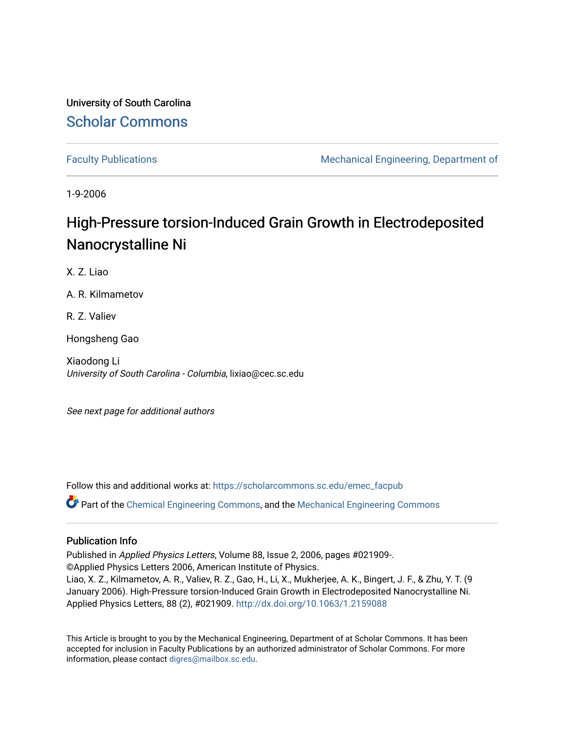University of South Carolina

# Scholar Commons

Faculty Publications

Mechanical Engineering, Department of

1-9-2006

# High-Pressure torsion-Induced Grain Growth in Electrodeposited Nanocrystalline Ni

X. Z. Liao

A. R. Kilmametov

R. Z. Valiev

Hongsheng Gao

Xiaodong Li
*University of South Carolina - Columbia*, lixiao@cec.sc.edu

*See next page for additional authors*

Follow this and additional works at: https://scholarcommons.sc.edu/emec_facpub

Part of the Chemical Engineering Commons, and the Mechanical Engineering Commons

## Publication Info

Published in *Applied Physics Letters*, Volume 88, Issue 2, 2006, pages #021909-.
©Applied Physics Letters 2006, American Institute of Physics.
Liao, X. Z., Kilmametov, A. R., Valiev, R. Z., Gao, H., Li, X., Mukherjee, A. K., Bingert, J. F., & Zhu, Y. T. (9 January 2006). High-Pressure torsion-Induced Grain Growth in Electrodeposited Nanocrystalline Ni. Applied Physics Letters, 88 (2), #021909. http://dx.doi.org/10.1063/1.2159088

This Article is brought to you by the Mechanical Engineering, Department of at Scholar Commons. It has been accepted for inclusion in Faculty Publications by an authorized administrator of Scholar Commons. For more information, please contact digres@mailbox.sc.edu.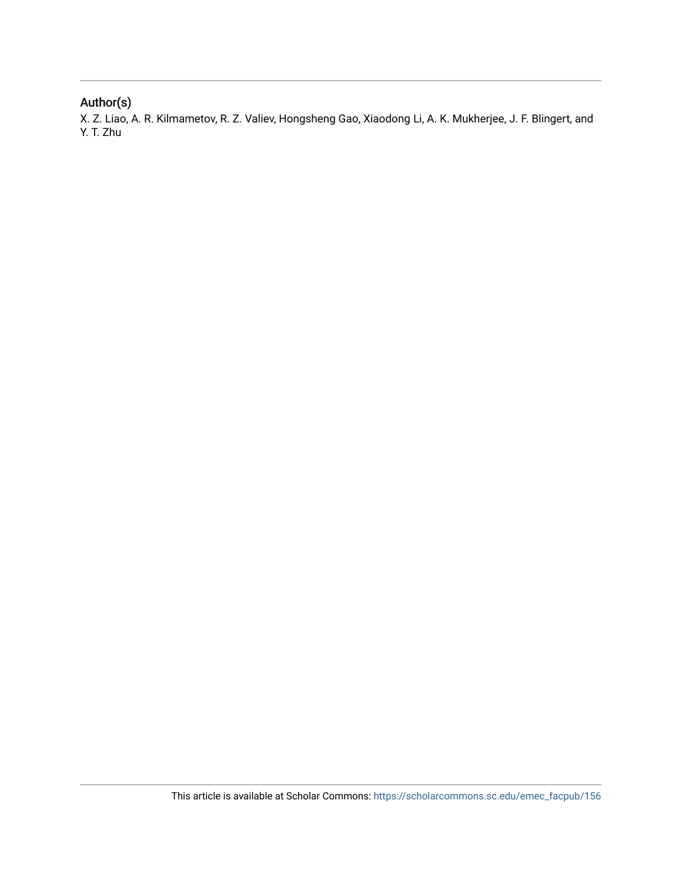## Author(s)

X. Z. Liao, A. R. Kilmametov, R. Z. Valiev, Hongsheng Gao, Xiaodong Li, A. K. Mukherjee, J. F. Blingert, and Y. T. Zhu

This article is available at Scholar Commons: https://scholarcommons.sc.edu/emec_facpub/156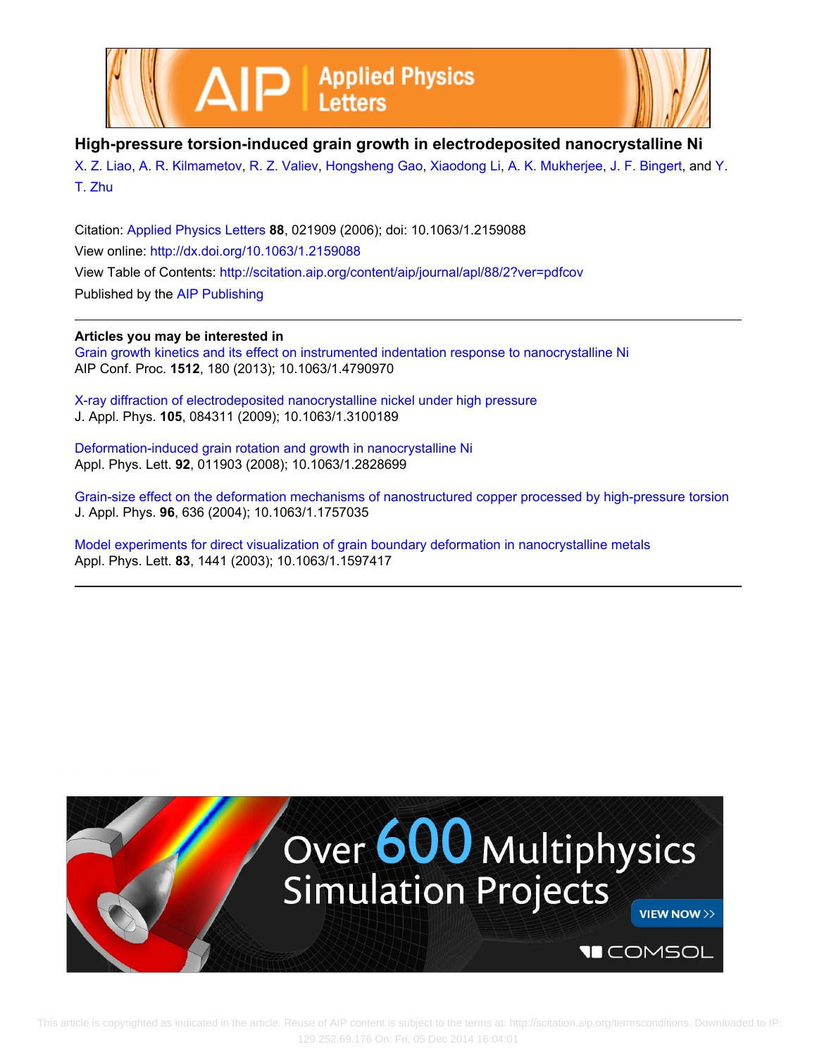# High-pressure torsion-induced grain growth in electrodeposited nanocrystalline Ni

X. Z. Liao, A. R. Kilmametov, R. Z. Valiev, Hongsheng Gao, Xiaodong Li, A. K. Mukherjee, J. F. Bingert, and Y. T. Zhu

Citation: Applied Physics Letters **88**, 021909 (2006); doi: 10.1063/1.2159088

View online: http://dx.doi.org/10.1063/1.2159088

View Table of Contents: http://scitation.aip.org/content/aip/journal/apl/88/2?ver=pdfcov

Published by the AIP Publishing

## Articles you may be interested in

Grain growth kinetics and its effect on instrumented indentation response to nanocrystalline Ni
AIP Conf. Proc. **1512**, 180 (2013); 10.1063/1.4790970

X-ray diffraction of electrodeposited nanocrystalline nickel under high pressure
J. Appl. Phys. **105**, 084311 (2009); 10.1063/1.3100189

Deformation-induced grain rotation and growth in nanocrystalline Ni
Appl. Phys. Lett. **92**, 011903 (2008); 10.1063/1.2828699

Grain-size effect on the deformation mechanisms of nanostructured copper processed by high-pressure torsion
J. Appl. Phys. **96**, 636 (2004); 10.1063/1.1757035

Model experiments for direct visualization of grain boundary deformation in nanocrystalline metals
Appl. Phys. Lett. **83**, 1441 (2003); 10.1063/1.1597417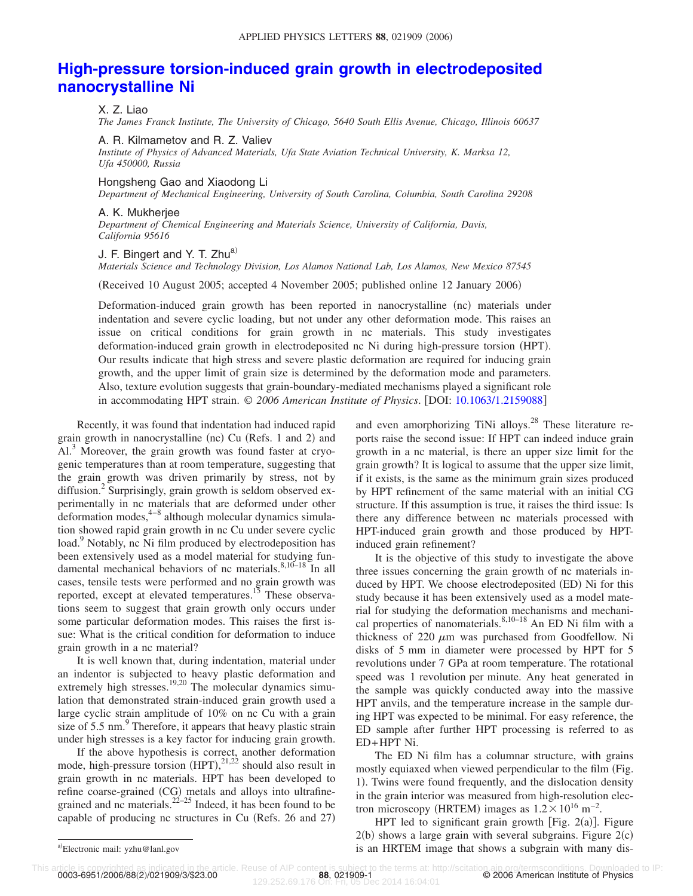# High-pressure torsion-induced grain growth in electrodeposited nanocrystalline Ni

X. Z. Liao
*The James Franck Institute, The University of Chicago, 5640 South Ellis Avenue, Chicago, Illinois 60637*

A. R. Kilmametov and R. Z. Valiev
*Institute of Physics of Advanced Materials, Ufa State Aviation Technical University, K. Marksa 12, Ufa 450000, Russia*

Hongsheng Gao and Xiaodong Li
*Department of Mechanical Engineering, University of South Carolina, Columbia, South Carolina 29208*

A. K. Mukherjee
*Department of Chemical Engineering and Materials Science, University of California, Davis, California 95616*

J. F. Bingert and Y. T. Zhu[a)]
*Materials Science and Technology Division, Los Alamos National Lab, Los Alamos, New Mexico 87545*

(Received 10 August 2005; accepted 4 November 2005; published online 12 January 2006)

Deformation-induced grain growth has been reported in nanocrystalline (nc) materials under indentation and severe cyclic loading, but not under any other deformation mode. This raises an issue on critical conditions for grain growth in nc materials. This study investigates deformation-induced grain growth in electrodeposited nc Ni during high-pressure torsion (HPT). Our results indicate that high stress and severe plastic deformation are required for inducing grain growth, and the upper limit of grain size is determined by the deformation mode and parameters. Also, texture evolution suggests that grain-boundary-mediated mechanisms played a significant role in accommodating HPT strain. © *2006 American Institute of Physics*. [DOI: 10.1063/1.2159088]

Recently, it was found that indentation had induced rapid grain growth in nanocrystalline (nc) Cu (Refs. 1 and 2) and Al.[3] Moreover, the grain growth was found faster at cryogenic temperatures than at room temperature, suggesting that the grain growth was driven primarily by stress, not by diffusion.[2] Surprisingly, grain growth is seldom observed experimentally in nc materials that are deformed under other deformation modes,[4–8] although molecular dynamics simulation showed rapid grain growth in nc Cu under severe cyclic load.[9] Notably, nc Ni film produced by electrodeposition has been extensively used as a model material for studying fundamental mechanical behaviors of nc materials.[8,10–18] In all cases, tensile tests were performed and no grain growth was reported, except at elevated temperatures.[15] These observations seem to suggest that grain growth only occurs under some particular deformation modes. This raises the first issue: What is the critical condition for deformation to induce grain growth in a nc material?

It is well known that, during indentation, material under an indentor is subjected to heavy plastic deformation and extremely high stresses.[19,20] The molecular dynamics simulation that demonstrated strain-induced grain growth used a large cyclic strain amplitude of 10% on nc Cu with a grain size of 5.5 nm.[9] Therefore, it appears that heavy plastic strain under high stresses is a key factor for inducing grain growth.

If the above hypothesis is correct, another deformation mode, high-pressure torsion (HPT),[21,22] should also result in grain growth in nc materials. HPT has been developed to refine coarse-grained (CG) metals and alloys into ultrafine-grained and nc materials.[22–25] Indeed, it has been found to be capable of producing nc structures in Cu (Refs. 26 and 27) and even amorphizing TiNi alloys.[28] These literature reports raise the second issue: If HPT can indeed induce grain growth in a nc material, is there an upper size limit for the grain growth? It is logical to assume that the upper size limit, if it exists, is the same as the minimum grain sizes produced by HPT refinement of the same material with an initial CG structure. If this assumption is true, it raises the third issue: Is there any difference between nc materials processed with HPT-induced grain growth and those produced by HPT-induced grain refinement?

It is the objective of this study to investigate the above three issues concerning the grain growth of nc materials induced by HPT. We choose electrodeposited (ED) Ni for this study because it has been extensively used as a model material for studying the deformation mechanisms and mechanical properties of nanomaterials.[8,10–18] An ED Ni film with a thickness of 220 $\mu$m was purchased from Goodfellow. Ni disks of 5 mm in diameter were processed by HPT for 5 revolutions under 7 GPa at room temperature. The rotational speed was 1 revolution per minute. Any heat generated in the sample was quickly conducted away into the massive HPT anvils, and the temperature increase in the sample during HPT was expected to be minimal. For easy reference, the ED sample after further HPT processing is referred to as ED+HPT Ni.

The ED Ni film has a columnar structure, with grains mostly equiaxed when viewed perpendicular to the film (Fig. 1). Twins were found frequently, and the dislocation density in the grain interior was measured from high-resolution electron microscopy (HRTEM) images as $1.2\times10^{16}$ m$^{-2}$.

HPT led to significant grain growth [Fig. 2(a)]. Figure 2(b) shows a large grain with several subgrains. Figure 2(c) is an HRTEM image that shows a subgrain with many dis-

---

a)Electronic mail: yzhu@lanl.gov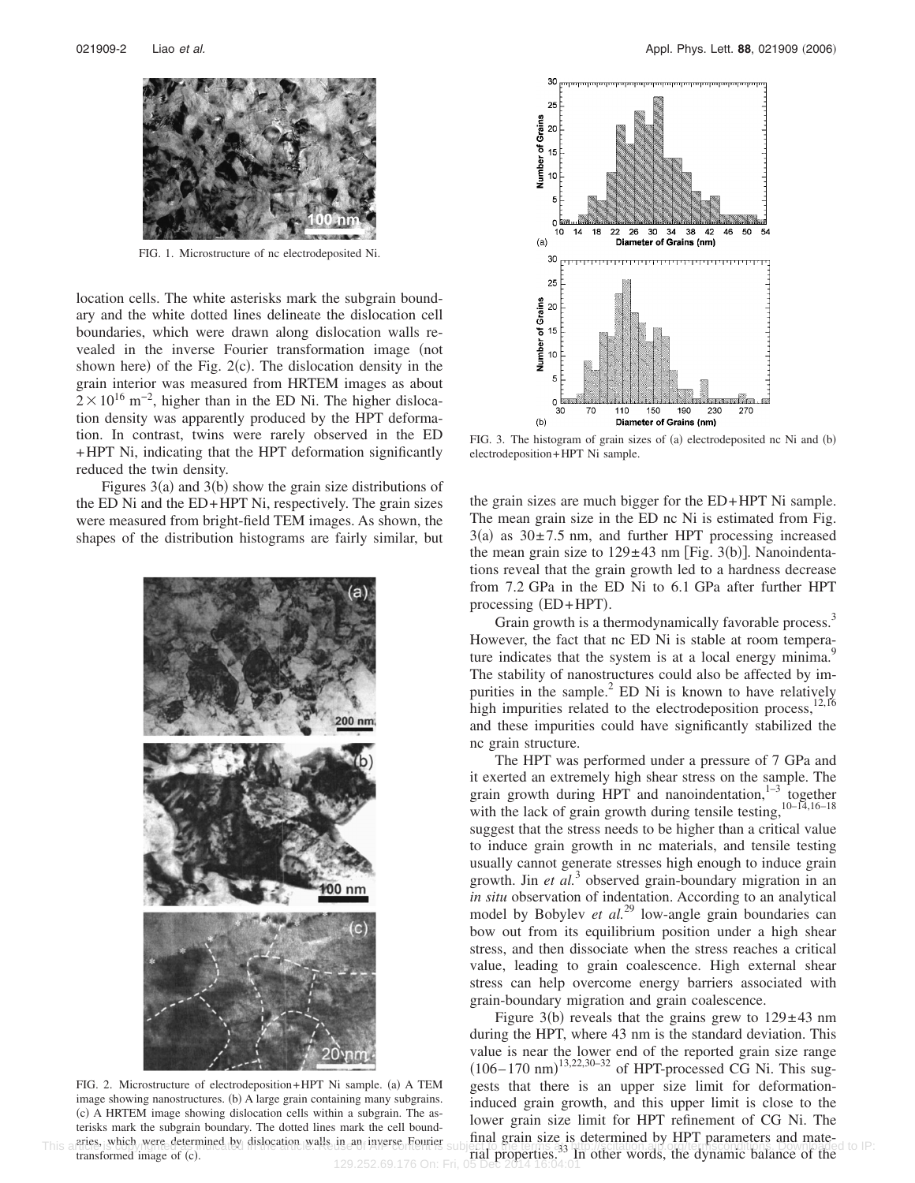FIG. 1. Microstructure of nc electrodeposited Ni.

location cells. The white asterisks mark the subgrain boundary and the white dotted lines delineate the dislocation cell boundaries, which were drawn along dislocation walls revealed in the inverse Fourier transformation image (not shown here) of the Fig. 2(c). The dislocation density in the grain interior was measured from HRTEM images as about $2 \times 10^{16}$ m$^{-2}$, higher than in the ED Ni. The higher dislocation density was apparently produced by the HPT deformation. In contrast, twins were rarely observed in the ED +HPT Ni, indicating that the HPT deformation significantly reduced the twin density.

Figures 3(a) and 3(b) show the grain size distributions of the ED Ni and the ED+HPT Ni, respectively. The grain sizes were measured from bright-field TEM images. As shown, the shapes of the distribution histograms are fairly similar, but the grain sizes are much bigger for the ED+HPT Ni sample. The mean grain size in the ED nc Ni is estimated from Fig. 3(a) as $30 \pm 7.5$ nm, and further HPT processing increased the mean grain size to $129 \pm 43$ nm [Fig. 3(b)]. Nanoindentations reveal that the grain growth led to a hardness decrease from 7.2 GPa in the ED Ni to 6.1 GPa after further HPT processing (ED+HPT).

FIG. 2. Microstructure of electrodeposition+HPT Ni sample. (a) A TEM image showing nanostructures. (b) A large grain containing many subgrains. (c) A HRTEM image showing dislocation cells within a subgrain. The asterisks mark the subgrain boundary. The dotted lines mark the cell boundaries, which were determined by dislocation walls in an inverse Fourier transformed image of (c).

FIG. 3. The histogram of grain sizes of (a) electrodeposited nc Ni and (b) electrodeposition+HPT Ni sample.

Grain growth is a thermodynamically favorable process.[3] However, the fact that nc ED Ni is stable at room temperature indicates that the system is at a local energy minima.[9] The stability of nanostructures could also be affected by impurities in the sample.[2] ED Ni is known to have relatively high impurities related to the electrodeposition process,[12,16] and these impurities could have significantly stabilized the nc grain structure.

The HPT was performed under a pressure of 7 GPa and it exerted an extremely high shear stress on the sample. The grain growth during HPT and nanoindentation,[1–3] together with the lack of grain growth during tensile testing,[10–14,16–18] suggest that the stress needs to be higher than a critical value to induce grain growth in nc materials, and tensile testing usually cannot generate stresses high enough to induce grain growth. Jin *et al.*[3] observed grain-boundary migration in an *in situ* observation of indentation. According to an analytical model by Bobylev *et al.*[29] low-angle grain boundaries can bow out from its equilibrium position under a high shear stress, and then dissociate when the stress reaches a critical value, leading to grain coalescence. High external shear stress can help overcome energy barriers associated with grain-boundary migration and grain coalescence.

Figure 3(b) reveals that the grains grew to $129 \pm 43$ nm during the HPT, where 43 nm is the standard deviation. This value is near the lower end of the reported grain size range (106–170 nm)[13,22,30–32] of HPT-processed CG Ni. This suggests that there is an upper size limit for deformation-induced grain growth, and this upper limit is close to the lower grain size limit for HPT refinement of CG Ni. The final grain size is determined by HPT parameters and material properties.[33] In other words, the dynamic balance of the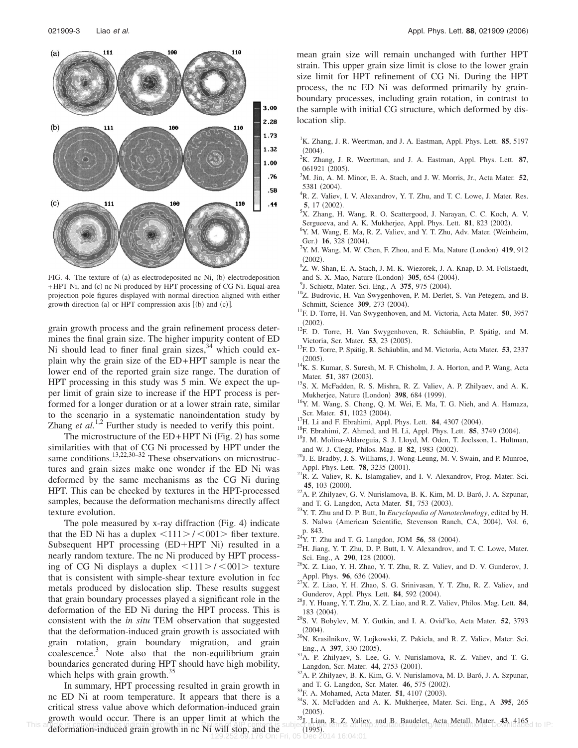(a) 111 100 110

(b) 111 100 110

(c) 111 100 110

3.00
2.28
1.73
1.32
1.00
.76
.58
.44

FIG. 4. The texture of (a) as-electrodeposited nc Ni, (b) electrodeposition +HPT Ni, and (c) nc Ni produced by HPT processing of CG Ni. Equal-area projection pole figures displayed with normal direction aligned with either growth direction (a) or HPT compression axis [(b) and (c)].

grain growth process and the grain refinement process determines the final grain size. The higher impurity content of ED Ni should lead to finer final grain sizes,[34] which could explain why the grain size of the ED+HPT sample is near the lower end of the reported grain size range. The duration of HPT processing in this study was 5 min. We expect the upper limit of grain size to increase if the HPT process is performed for a longer duration or at a lower strain rate, similar to the scenario in a systematic nanoindentation study by Zhang *et al.*[1,2] Further study is needed to verify this point.

The microstructure of the ED+HPT Ni (Fig. 2) has some similarities with that of CG Ni processed by HPT under the same conditions.[13,22,30–32] These observations on microstructures and grain sizes make one wonder if the ED Ni was deformed by the same mechanisms as the CG Ni during HPT. This can be checked by textures in the HPT-processed samples, because the deformation mechanisms directly affect texture evolution.

The pole measured by x-ray diffraction (Fig. 4) indicate that the ED Ni has a duplex <111>/<001> fiber texture. Subsequent HPT processing (ED+HPT Ni) resulted in a nearly random texture. The nc Ni produced by HPT processing of CG Ni displays a duplex <111>/<001> texture that is consistent with simple-shear texture evolution in fcc metals produced by dislocation slip. These results suggest that grain boundary processes played a significant role in the deformation of the ED Ni during the HPT process. This is consistent with the *in situ* TEM observation that suggested that the deformation-induced grain growth is associated with grain rotation, grain boundary migration, and grain coalescence.[3] Note also that the non-equilibrium grain boundaries generated during HPT should have high mobility, which helps with grain growth.[35]

In summary, HPT processing resulted in grain growth in nc ED Ni at room temperature. It appears that there is a critical stress value above which deformation-induced grain growth would occur. There is an upper limit at which the deformation-induced grain growth in nc Ni will stop, and the mean grain size will remain unchanged with further HPT strain. This upper grain size limit is close to the lower grain size limit for HPT refinement of CG Ni. During the HPT process, the nc ED Ni was deformed primarily by grain-boundary processes, including grain rotation, in contrast to the sample with initial CG structure, which deformed by dislocation slip.

[1] K. Zhang, J. R. Weertman, and J. A. Eastman, Appl. Phys. Lett. **85**, 5197 (2004).
[2] K. Zhang, J. R. Weertman, and J. A. Eastman, Appl. Phys. Lett. **87**, 061921 (2005).
[3] M. Jin, A. M. Minor, E. A. Stach, and J. W. Morris, Jr., Acta Mater. **52**, 5381 (2004).
[4] R. Z. Valiev, I. V. Alexandrov, Y. T. Zhu, and T. C. Lowe, J. Mater. Res. **5**, 17 (2002).
[5] X. Zhang, H. Wang, R. O. Scattergood, J. Narayan, C. C. Koch, A. V. Sergueeva, and A. K. Mukherjee, Appl. Phys. Lett. **81**, 823 (2002).
[6] Y. M. Wang, E. Ma, R. Z. Valiev, and Y. T. Zhu, Adv. Mater. (Weinheim, Ger.) **16**, 328 (2004).
[7] Y. M. Wang, M. W. Chen, F. Zhou, and E. Ma, Nature (London) **419**, 912 (2002).
[8] Z. W. Shan, E. A. Stach, J. M. K. Wiezorek, J. A. Knap, D. M. Follstaedt, and S. X. Mao, Nature (London) **305**, 654 (2004).
[9] J. Schiøtz, Mater. Sci. Eng., A **375**, 975 (2004).
[10] Z. Budrovic, H. Van Swygenhoven, P. M. Derlet, S. Van Petegem, and B. Schmitt, Science **309**, 273 (2004).
[11] F. D. Torre, H. Van Swygenhoven, and M. Victoria, Acta Mater. **50**, 3957 (2002).
[12] F. D. Torre, H. Van Swygenhoven, R. Schäublin, P. Spätig, and M. Victoria, Scr. Mater. **53**, 23 (2005).
[13] F. D. Torre, P. Spätig, R. Schäublin, and M. Victoria, Acta Mater. **53**, 2337 (2005).
[14] K. S. Kumar, S. Suresh, M. F. Chisholm, J. A. Horton, and P. Wang, Acta Mater. **51**, 387 (2003).
[15] S. X. McFadden, R. S. Mishra, R. Z. Valiev, A. P. Zhilyaev, and A. K. Mukherjee, Nature (London) **398**, 684 (1999).
[16] Y. M. Wang, S. Cheng, Q. M. Wei, E. Ma, T. G. Nieh, and A. Hamaza, Scr. Mater. **51**, 1023 (2004).
[17] H. Li and F. Ebrahimi, Appl. Phys. Lett. **84**, 4307 (2004).
[18] F. Ebrahimi, Z. Ahmed, and H. Li, Appl. Phys. Lett. **85**, 3749 (2004).
[19] J. M. Molina-Aldareguia, S. J. Lloyd, M. Oden, T. Joelsson, L. Hultman, and W. J. Clegg, Philos. Mag. B **82**, 1983 (2002).
[20] J. E. Bradby, J. S. Williams, J. Wong-Leung, M. V. Swain, and P. Munroe, Appl. Phys. Lett. **78**, 3235 (2001).
[21] R. Z. Valiev, R. K. Islamgaliev, and I. V. Alexandrov, Prog. Mater. Sci. **45**, 103 (2000).
[22] A. P. Zhilyaev, G. V. Nurislamova, B. K. Kim, M. D. Baró, J. A. Szpunar, and T. G. Langdon, Acta Mater. **51**, 753 (2003).
[23] Y. T. Zhu and D. P. Butt, In *Encyclopedia of Nanotechnology*, edited by H. S. Nalwa (American Scientific, Stevenson Ranch, CA, 2004), Vol. 6, p. 843.
[24] Y. T. Zhu and T. G. Langdon, JOM **56**, 58 (2004).
[25] H. Jiang, Y. T. Zhu, D. P. Butt, I. V. Alexandrov, and T. C. Lowe, Mater. Sci. Eng., A **290**, 128 (2000).
[26] X. Z. Liao, Y. H. Zhao, Y. T. Zhu, R. Z. Valiev, and D. V. Gunderov, J. Appl. Phys. **96**, 636 (2004).
[27] X. Z. Liao, Y. H. Zhao, S. G. Srinivasan, Y. T. Zhu, R. Z. Valiev, and Gunderov, Appl. Phys. Lett. **84**, 592 (2004).
[28] J. Y. Huang, Y. T. Zhu, X. Z. Liao, and R. Z. Valiev, Philos. Mag. Lett. **84**, 183 (2004).
[29] S. V. Bobylev, M. Y. Gutkin, and I. A. Ovid'ko, Acta Mater. **52**, 3793 (2004).
[30] N. Krasilnikov, W. Lojkowski, Z. Pakiela, and R. Z. Valiev, Mater. Sci. Eng., A **397**, 330 (2005).
[31] A. P. Zhilyaev, S. Lee, G. V. Nurislamova, R. Z. Valiev, and T. G. Langdon, Scr. Mater. **44**, 2753 (2001).
[32] A. P. Zhilyaev, B. K. Kim, G. V. Nurislamova, M. D. Baró, J. A. Szpunar, and T. G. Langdon, Scr. Mater. **46**, 575 (2002).
[33] F. A. Mohamed, Acta Mater. **51**, 4107 (2003).
[34] S. X. McFadden and A. K. Mukherjee, Mater. Sci. Eng., A **395**, 265 (2005).
[35] J. Lian, R. Z. Valiev, and B. Baudelet, Acta Metall. Mater. **43**, 4165 (1995).